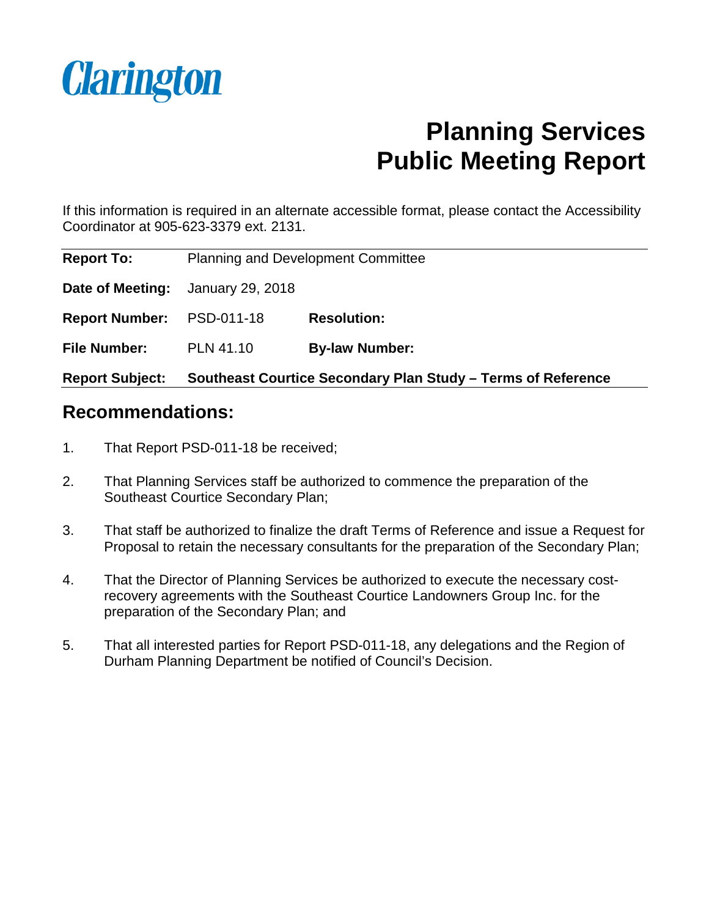Clarington

# Planning Services
# Public Meeting Report

If this information is required in an alternate accessible format, please contact the Accessibility Coordinator at 905-623-3379 ext. 2131.

| | | | |
|---|---|---|---|
| **Report To:** | Planning and Development Committee | | |
| **Date of Meeting:** | January 29, 2018 | | |
| **Report Number:** | PSD-011-18 | **Resolution:** | |
| **File Number:** | PLN 41.10 | **By-law Number:** | |
| **Report Subject:** | **Southeast Courtice Secondary Plan Study – Terms of Reference** | | |

## Recommendations:

1. That Report PSD-011-18 be received;
2. That Planning Services staff be authorized to commence the preparation of the Southeast Courtice Secondary Plan;
3. That staff be authorized to finalize the draft Terms of Reference and issue a Request for Proposal to retain the necessary consultants for the preparation of the Secondary Plan;
4. That the Director of Planning Services be authorized to execute the necessary cost-recovery agreements with the Southeast Courtice Landowners Group Inc. for the preparation of the Secondary Plan; and
5. That all interested parties for Report PSD-011-18, any delegations and the Region of Durham Planning Department be notified of Council's Decision.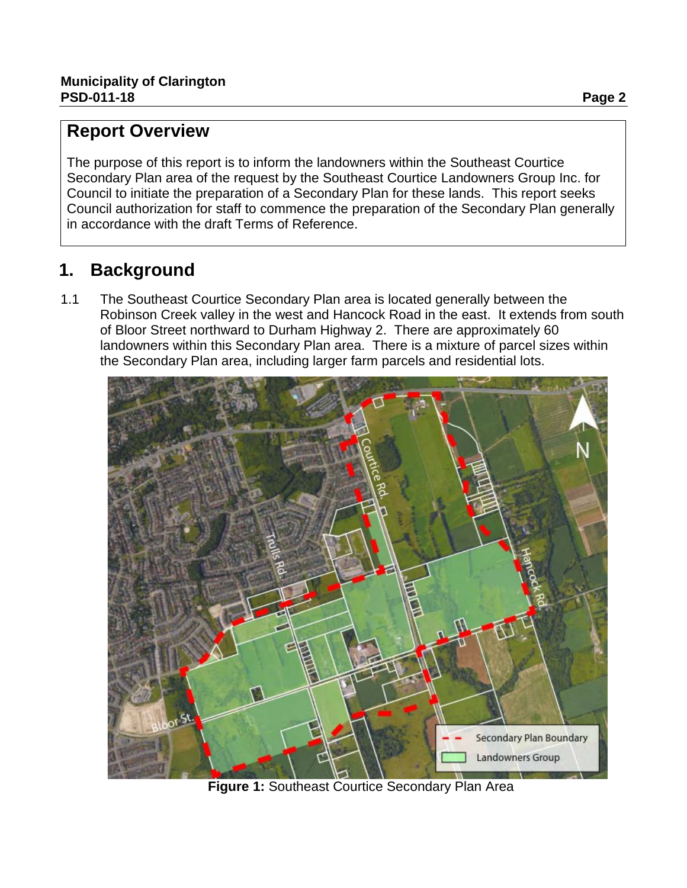## Report Overview

The purpose of this report is to inform the landowners within the Southeast Courtice Secondary Plan area of the request by the Southeast Courtice Landowners Group Inc. for Council to initiate the preparation of a Secondary Plan for these lands. This report seeks Council authorization for staff to commence the preparation of the Secondary Plan generally in accordance with the draft Terms of Reference.

# 1. Background

1.1 The Southeast Courtice Secondary Plan area is located generally between the Robinson Creek valley in the west and Hancock Road in the east. It extends from south of Bloor Street northward to Durham Highway 2. There are approximately 60 landowners within this Secondary Plan area. There is a mixture of parcel sizes within the Secondary Plan area, including larger farm parcels and residential lots.

**Figure 1:** Southeast Courtice Secondary Plan Area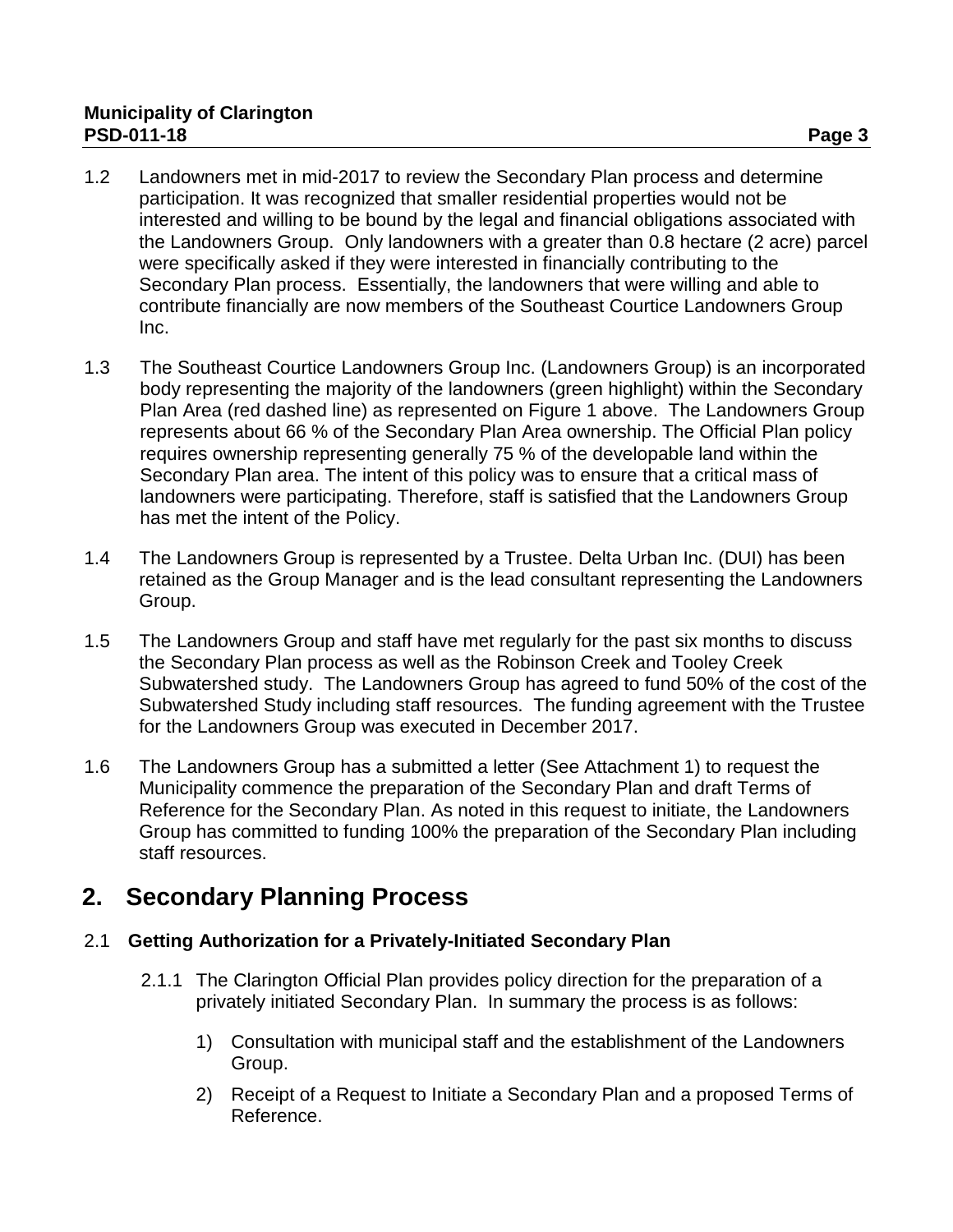1.2 Landowners met in mid-2017 to review the Secondary Plan process and determine participation. It was recognized that smaller residential properties would not be interested and willing to be bound by the legal and financial obligations associated with the Landowners Group. Only landowners with a greater than 0.8 hectare (2 acre) parcel were specifically asked if they were interested in financially contributing to the Secondary Plan process. Essentially, the landowners that were willing and able to contribute financially are now members of the Southeast Courtice Landowners Group Inc.

1.3 The Southeast Courtice Landowners Group Inc. (Landowners Group) is an incorporated body representing the majority of the landowners (green highlight) within the Secondary Plan Area (red dashed line) as represented on Figure 1 above. The Landowners Group represents about 66 % of the Secondary Plan Area ownership. The Official Plan policy requires ownership representing generally 75 % of the developable land within the Secondary Plan area. The intent of this policy was to ensure that a critical mass of landowners were participating. Therefore, staff is satisfied that the Landowners Group has met the intent of the Policy.

1.4 The Landowners Group is represented by a Trustee. Delta Urban Inc. (DUI) has been retained as the Group Manager and is the lead consultant representing the Landowners Group.

1.5 The Landowners Group and staff have met regularly for the past six months to discuss the Secondary Plan process as well as the Robinson Creek and Tooley Creek Subwatershed study. The Landowners Group has agreed to fund 50% of the cost of the Subwatershed Study including staff resources. The funding agreement with the Trustee for the Landowners Group was executed in December 2017.

1.6 The Landowners Group has a submitted a letter (See Attachment 1) to request the Municipality commence the preparation of the Secondary Plan and draft Terms of Reference for the Secondary Plan. As noted in this request to initiate, the Landowners Group has committed to funding 100% the preparation of the Secondary Plan including staff resources.

## 2. Secondary Planning Process

### 2.1 Getting Authorization for a Privately-Initiated Secondary Plan

2.1.1 The Clarington Official Plan provides policy direction for the preparation of a privately initiated Secondary Plan. In summary the process is as follows:

1) Consultation with municipal staff and the establishment of the Landowners Group.

2) Receipt of a Request to Initiate a Secondary Plan and a proposed Terms of Reference.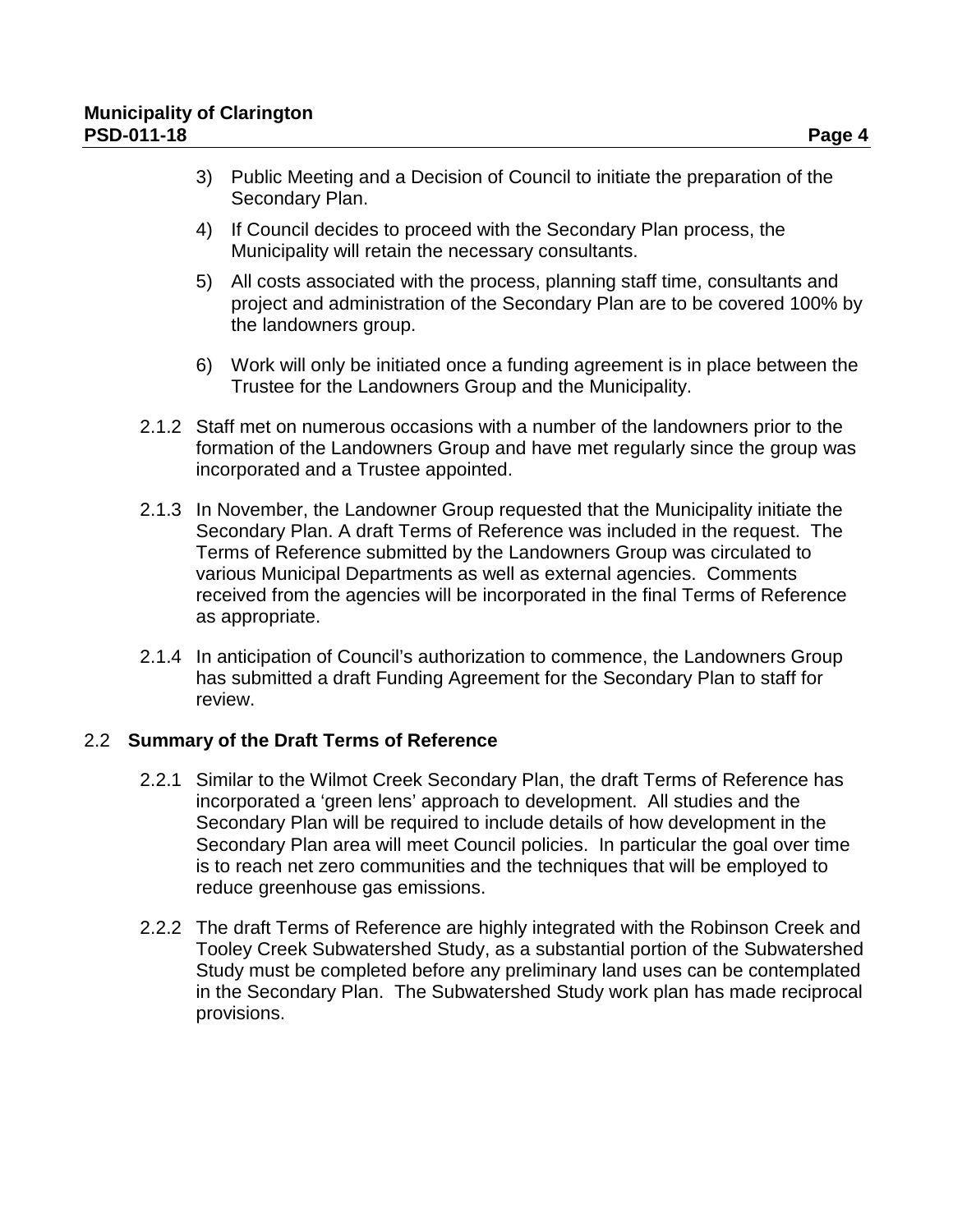3) Public Meeting and a Decision of Council to initiate the preparation of the Secondary Plan.

4) If Council decides to proceed with the Secondary Plan process, the Municipality will retain the necessary consultants.

5) All costs associated with the process, planning staff time, consultants and project and administration of the Secondary Plan are to be covered 100% by the landowners group.

6) Work will only be initiated once a funding agreement is in place between the Trustee for the Landowners Group and the Municipality.

2.1.2 Staff met on numerous occasions with a number of the landowners prior to the formation of the Landowners Group and have met regularly since the group was incorporated and a Trustee appointed.

2.1.3 In November, the Landowner Group requested that the Municipality initiate the Secondary Plan. A draft Terms of Reference was included in the request. The Terms of Reference submitted by the Landowners Group was circulated to various Municipal Departments as well as external agencies. Comments received from the agencies will be incorporated in the final Terms of Reference as appropriate.

2.1.4 In anticipation of Council's authorization to commence, the Landowners Group has submitted a draft Funding Agreement for the Secondary Plan to staff for review.

## 2.2 Summary of the Draft Terms of Reference

2.2.1 Similar to the Wilmot Creek Secondary Plan, the draft Terms of Reference has incorporated a 'green lens' approach to development. All studies and the Secondary Plan will be required to include details of how development in the Secondary Plan area will meet Council policies. In particular the goal over time is to reach net zero communities and the techniques that will be employed to reduce greenhouse gas emissions.

2.2.2 The draft Terms of Reference are highly integrated with the Robinson Creek and Tooley Creek Subwatershed Study, as a substantial portion of the Subwatershed Study must be completed before any preliminary land uses can be contemplated in the Secondary Plan. The Subwatershed Study work plan has made reciprocal provisions.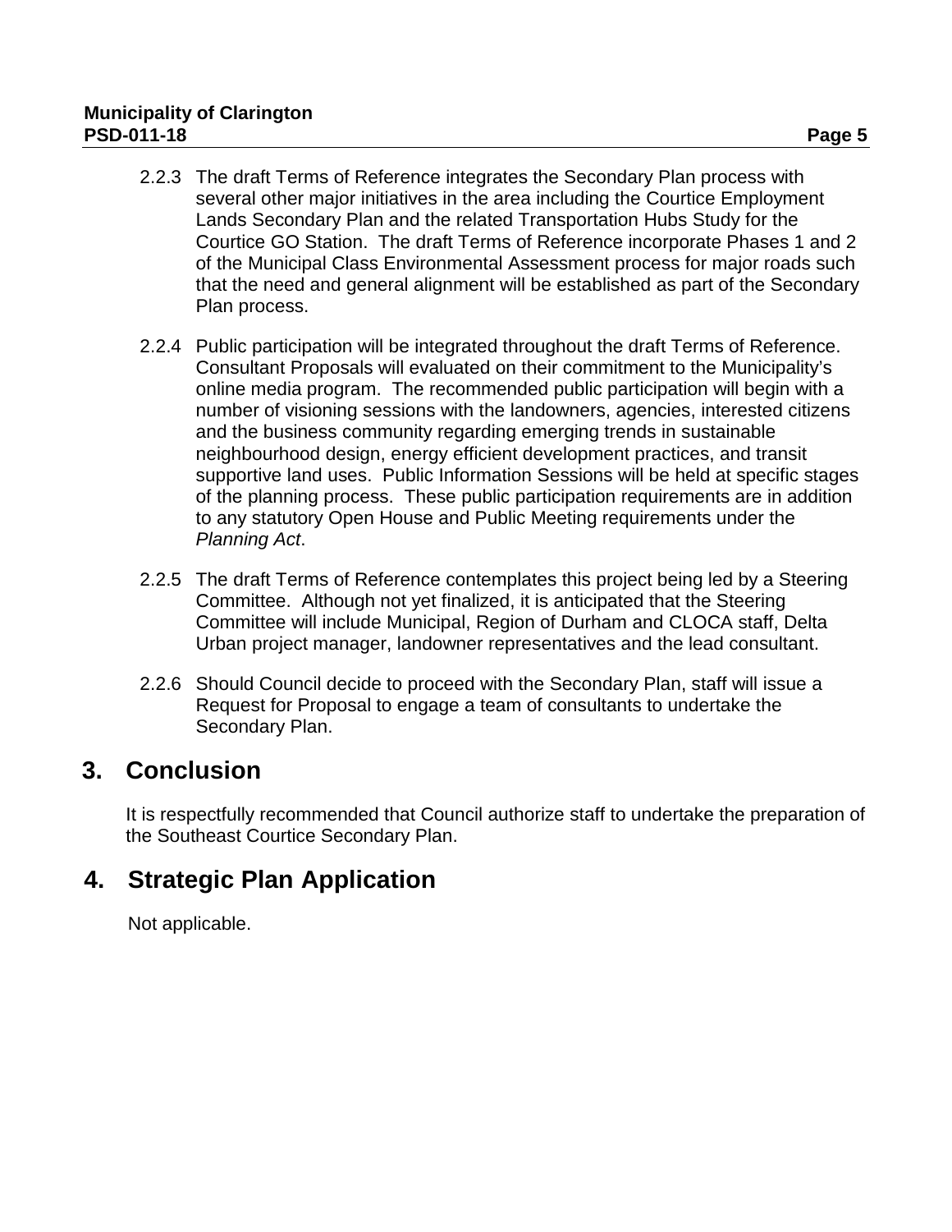2.2.3 The draft Terms of Reference integrates the Secondary Plan process with several other major initiatives in the area including the Courtice Employment Lands Secondary Plan and the related Transportation Hubs Study for the Courtice GO Station. The draft Terms of Reference incorporate Phases 1 and 2 of the Municipal Class Environmental Assessment process for major roads such that the need and general alignment will be established as part of the Secondary Plan process.

2.2.4 Public participation will be integrated throughout the draft Terms of Reference. Consultant Proposals will evaluated on their commitment to the Municipality's online media program. The recommended public participation will begin with a number of visioning sessions with the landowners, agencies, interested citizens and the business community regarding emerging trends in sustainable neighbourhood design, energy efficient development practices, and transit supportive land uses. Public Information Sessions will be held at specific stages of the planning process. These public participation requirements are in addition to any statutory Open House and Public Meeting requirements under the *Planning Act*.

2.2.5 The draft Terms of Reference contemplates this project being led by a Steering Committee. Although not yet finalized, it is anticipated that the Steering Committee will include Municipal, Region of Durham and CLOCA staff, Delta Urban project manager, landowner representatives and the lead consultant.

2.2.6 Should Council decide to proceed with the Secondary Plan, staff will issue a Request for Proposal to engage a team of consultants to undertake the Secondary Plan.

## 3. Conclusion

It is respectfully recommended that Council authorize staff to undertake the preparation of the Southeast Courtice Secondary Plan.

## 4. Strategic Plan Application

Not applicable.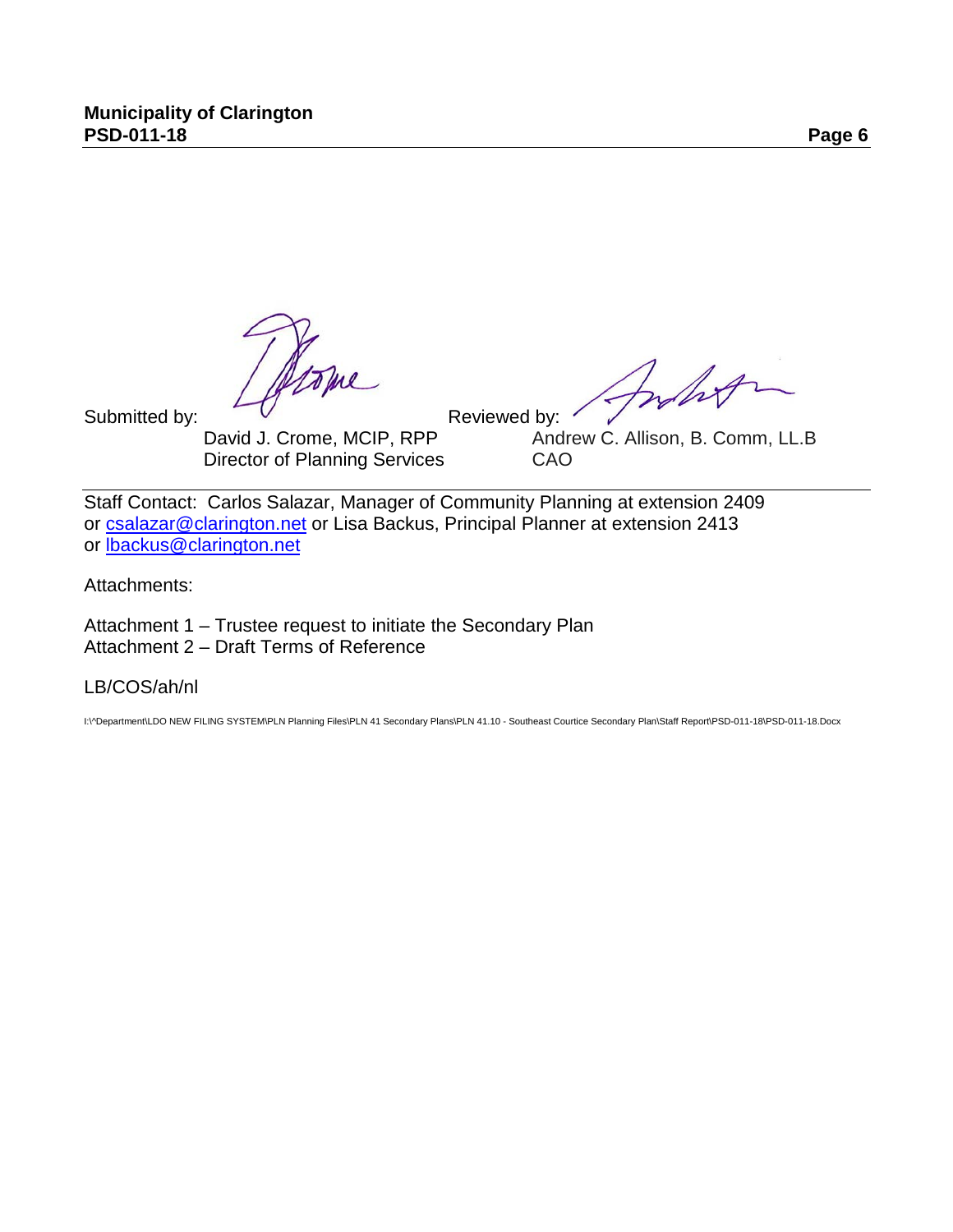Submitted by: David J. Crome, MCIP, RPP
Director of Planning Services

Reviewed by: Andrew C. Allison, B. Comm, LL.B
CAO

Staff Contact: Carlos Salazar, Manager of Community Planning at extension 2409 or csalazar@clarington.net or Lisa Backus, Principal Planner at extension 2413 or lbackus@clarington.net

Attachments:

Attachment 1 – Trustee request to initiate the Secondary Plan
Attachment 2 – Draft Terms of Reference

LB/COS/ah/nl

I:\^Department\LDO NEW FILING SYSTEM\PLN Planning Files\PLN 41 Secondary Plans\PLN 41.10 - Southeast Courtice Secondary Plan\Staff Report\PSD-011-18\PSD-011-18.Docx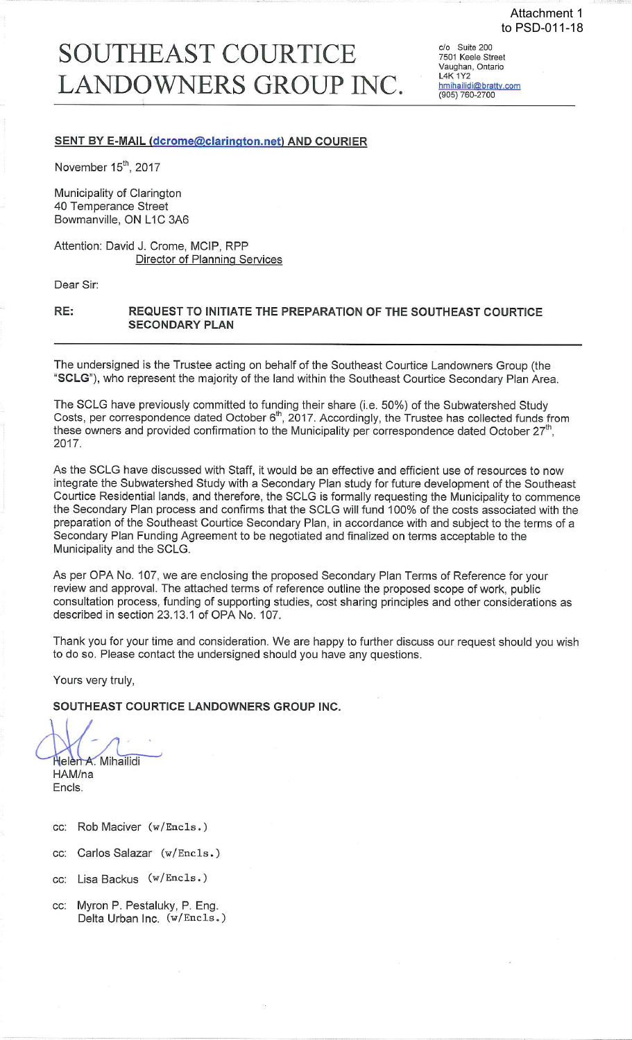Attachment 1
to PSD-011-18

# SOUTHEAST COURTICE LANDOWNERS GROUP INC.

c/o Suite 200
7501 Keele Street
Vaughan, Ontario
L4K 1Y2
hmihailidi@bratty.com
(905) 760-2700

**SENT BY E-MAIL (dcrome@clarington.net) AND COURIER**

November 15th, 2017

Municipality of Clarington
40 Temperance Street
Bowmanville, ON L1C 3A6

Attention: David J. Crome, MCIP, RPP
Director of Planning Services

Dear Sir:

**RE: REQUEST TO INITIATE THE PREPARATION OF THE SOUTHEAST COURTICE SECONDARY PLAN**

The undersigned is the Trustee acting on behalf of the Southeast Courtice Landowners Group (the "**SCLG**"), who represent the majority of the land within the Southeast Courtice Secondary Plan Area.

The SCLG have previously committed to funding their share (i.e. 50%) of the Subwatershed Study Costs, per correspondence dated October 6th, 2017. Accordingly, the Trustee has collected funds from these owners and provided confirmation to the Municipality per correspondence dated October 27th, 2017.

As the SCLG have discussed with Staff, it would be an effective and efficient use of resources to now integrate the Subwatershed Study with a Secondary Plan study for future development of the Southeast Courtice Residential lands, and therefore, the SCLG is formally requesting the Municipality to commence the Secondary Plan process and confirms that the SCLG will fund 100% of the costs associated with the preparation of the Southeast Courtice Secondary Plan, in accordance with and subject to the terms of a Secondary Plan Funding Agreement to be negotiated and finalized on terms acceptable to the Municipality and the SCLG.

As per OPA No. 107, we are enclosing the proposed Secondary Plan Terms of Reference for your review and approval. The attached terms of reference outline the proposed scope of work, public consultation process, funding of supporting studies, cost sharing principles and other considerations as described in section 23.13.1 of OPA No. 107.

Thank you for your time and consideration. We are happy to further discuss our request should you wish to do so. Please contact the undersigned should you have any questions.

Yours very truly,

**SOUTHEAST COURTICE LANDOWNERS GROUP INC.**

Helen A. Mihailidi
HAM/na
Encls.

cc: Rob Maciver (w/Encls.)

cc: Carlos Salazar (w/Encls.)

cc: Lisa Backus (w/Encls.)

cc: Myron P. Pestaluky, P. Eng.
Delta Urban Inc. (w/Encls.)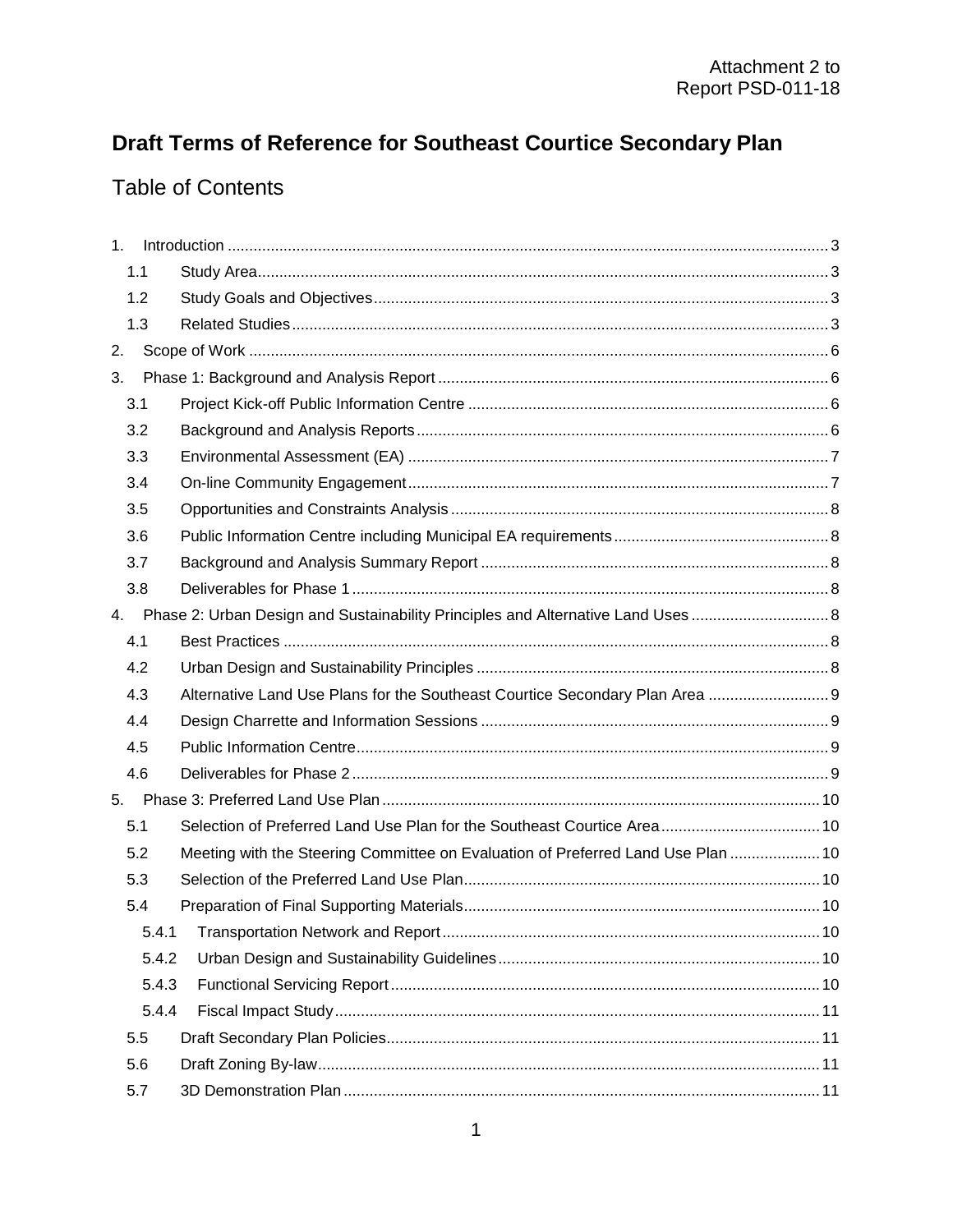Attachment 2 to
Report PSD-011-18

# Draft Terms of Reference for Southeast Courtice Secondary Plan

## Table of Contents

1. Introduction .......... 3
   - 1.1 Study Area .......... 3
   - 1.2 Study Goals and Objectives .......... 3
   - 1.3 Related Studies .......... 3
2. Scope of Work .......... 6
3. Phase 1: Background and Analysis Report .......... 6
   - 3.1 Project Kick-off Public Information Centre .......... 6
   - 3.2 Background and Analysis Reports .......... 6
   - 3.3 Environmental Assessment (EA) .......... 7
   - 3.4 On-line Community Engagement .......... 7
   - 3.5 Opportunities and Constraints Analysis .......... 8
   - 3.6 Public Information Centre including Municipal EA requirements .......... 8
   - 3.7 Background and Analysis Summary Report .......... 8
   - 3.8 Deliverables for Phase 1 .......... 8
4. Phase 2: Urban Design and Sustainability Principles and Alternative Land Uses .......... 8
   - 4.1 Best Practices .......... 8
   - 4.2 Urban Design and Sustainability Principles .......... 8
   - 4.3 Alternative Land Use Plans for the Southeast Courtice Secondary Plan Area .......... 9
   - 4.4 Design Charrette and Information Sessions .......... 9
   - 4.5 Public Information Centre .......... 9
   - 4.6 Deliverables for Phase 2 .......... 9
5. Phase 3: Preferred Land Use Plan .......... 10
   - 5.1 Selection of Preferred Land Use Plan for the Southeast Courtice Area .......... 10
   - 5.2 Meeting with the Steering Committee on Evaluation of Preferred Land Use Plan .......... 10
   - 5.3 Selection of the Preferred Land Use Plan .......... 10
   - 5.4 Preparation of Final Supporting Materials .......... 10
     - 5.4.1 Transportation Network and Report .......... 10
     - 5.4.2 Urban Design and Sustainability Guidelines .......... 10
     - 5.4.3 Functional Servicing Report .......... 10
     - 5.4.4 Fiscal Impact Study .......... 11
   - 5.5 Draft Secondary Plan Policies .......... 11
   - 5.6 Draft Zoning By-law .......... 11
   - 5.7 3D Demonstration Plan .......... 11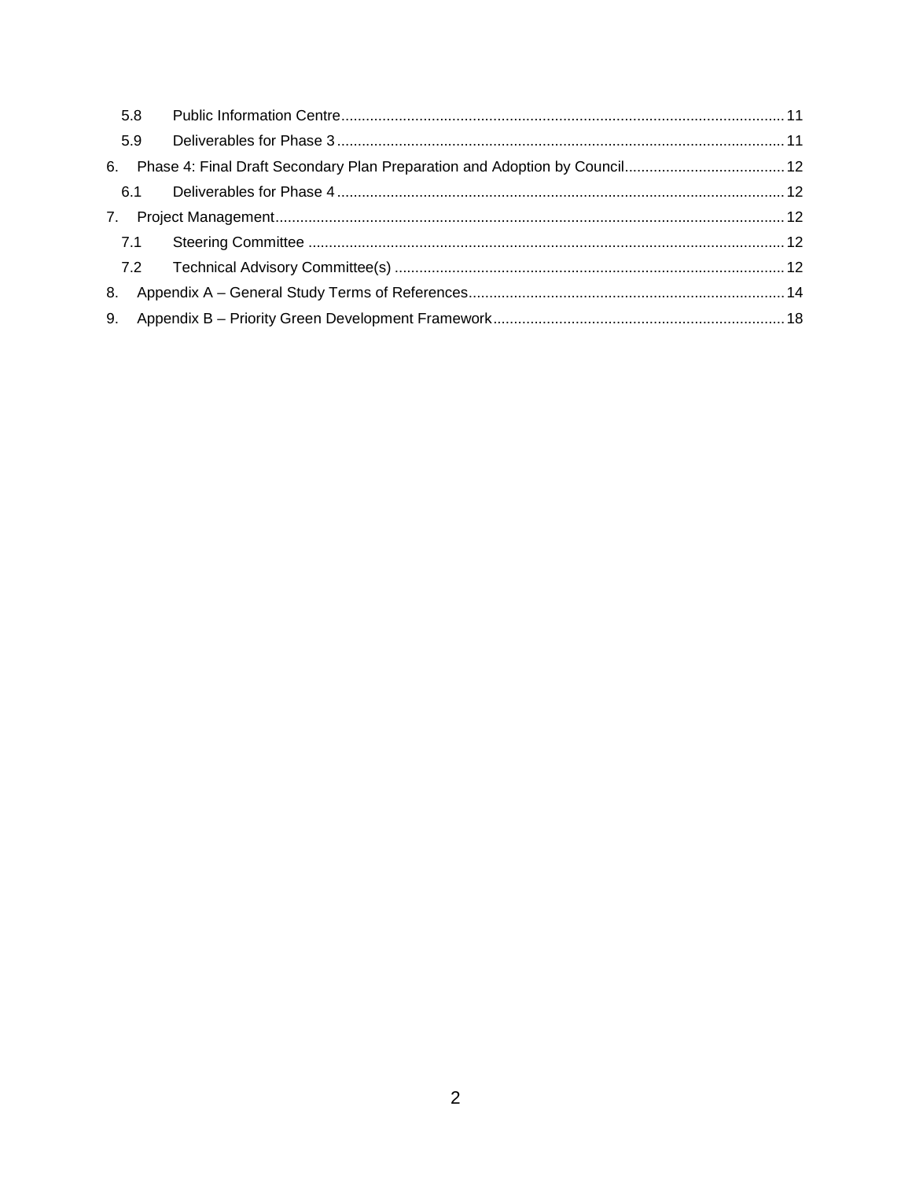| | | |
|---|---|---|
| 5.8 | Public Information Centre | 11 |
| 5.9 | Deliverables for Phase 3 | 11 |
| 6. | Phase 4: Final Draft Secondary Plan Preparation and Adoption by Council | 12 |
| 6.1 | Deliverables for Phase 4 | 12 |
| 7. | Project Management | 12 |
| 7.1 | Steering Committee | 12 |
| 7.2 | Technical Advisory Committee(s) | 12 |
| 8. | Appendix A – General Study Terms of References | 14 |
| 9. | Appendix B – Priority Green Development Framework | 18 |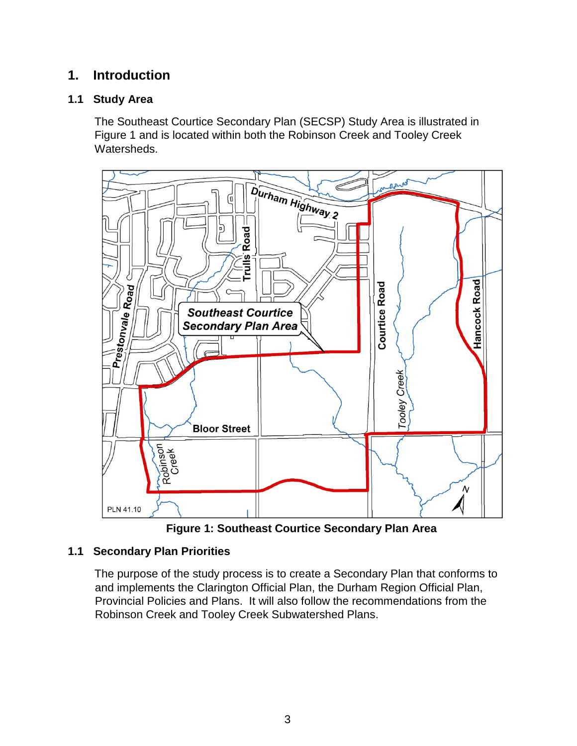# 1. Introduction

## 1.1 Study Area

The Southeast Courtice Secondary Plan (SECSP) Study Area is illustrated in Figure 1 and is located within both the Robinson Creek and Tooley Creek Watersheds.

**Figure 1: Southeast Courtice Secondary Plan Area**

## 1.1 Secondary Plan Priorities

The purpose of the study process is to create a Secondary Plan that conforms to and implements the Clarington Official Plan, the Durham Region Official Plan, Provincial Policies and Plans. It will also follow the recommendations from the Robinson Creek and Tooley Creek Subwatershed Plans.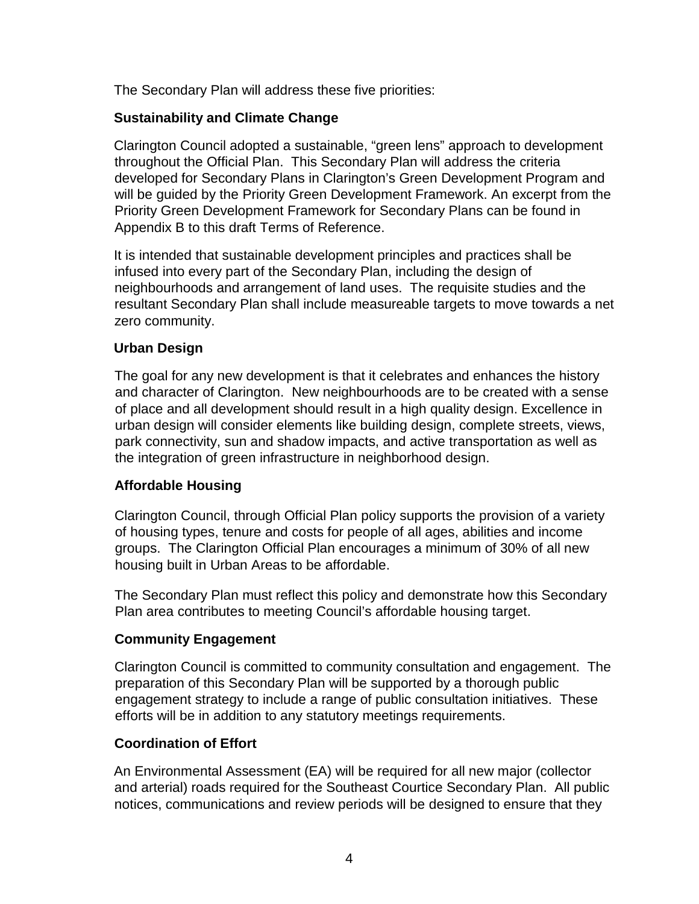The Secondary Plan will address these five priorities:

**Sustainability and Climate Change**

Clarington Council adopted a sustainable, "green lens" approach to development throughout the Official Plan. This Secondary Plan will address the criteria developed for Secondary Plans in Clarington's Green Development Program and will be guided by the Priority Green Development Framework. An excerpt from the Priority Green Development Framework for Secondary Plans can be found in Appendix B to this draft Terms of Reference.

It is intended that sustainable development principles and practices shall be infused into every part of the Secondary Plan, including the design of neighbourhoods and arrangement of land uses. The requisite studies and the resultant Secondary Plan shall include measureable targets to move towards a net zero community.

**Urban Design**

The goal for any new development is that it celebrates and enhances the history and character of Clarington. New neighbourhoods are to be created with a sense of place and all development should result in a high quality design. Excellence in urban design will consider elements like building design, complete streets, views, park connectivity, sun and shadow impacts, and active transportation as well as the integration of green infrastructure in neighborhood design.

**Affordable Housing**

Clarington Council, through Official Plan policy supports the provision of a variety of housing types, tenure and costs for people of all ages, abilities and income groups. The Clarington Official Plan encourages a minimum of 30% of all new housing built in Urban Areas to be affordable.

The Secondary Plan must reflect this policy and demonstrate how this Secondary Plan area contributes to meeting Council's affordable housing target.

**Community Engagement**

Clarington Council is committed to community consultation and engagement. The preparation of this Secondary Plan will be supported by a thorough public engagement strategy to include a range of public consultation initiatives. These efforts will be in addition to any statutory meetings requirements.

**Coordination of Effort**

An Environmental Assessment (EA) will be required for all new major (collector and arterial) roads required for the Southeast Courtice Secondary Plan. All public notices, communications and review periods will be designed to ensure that they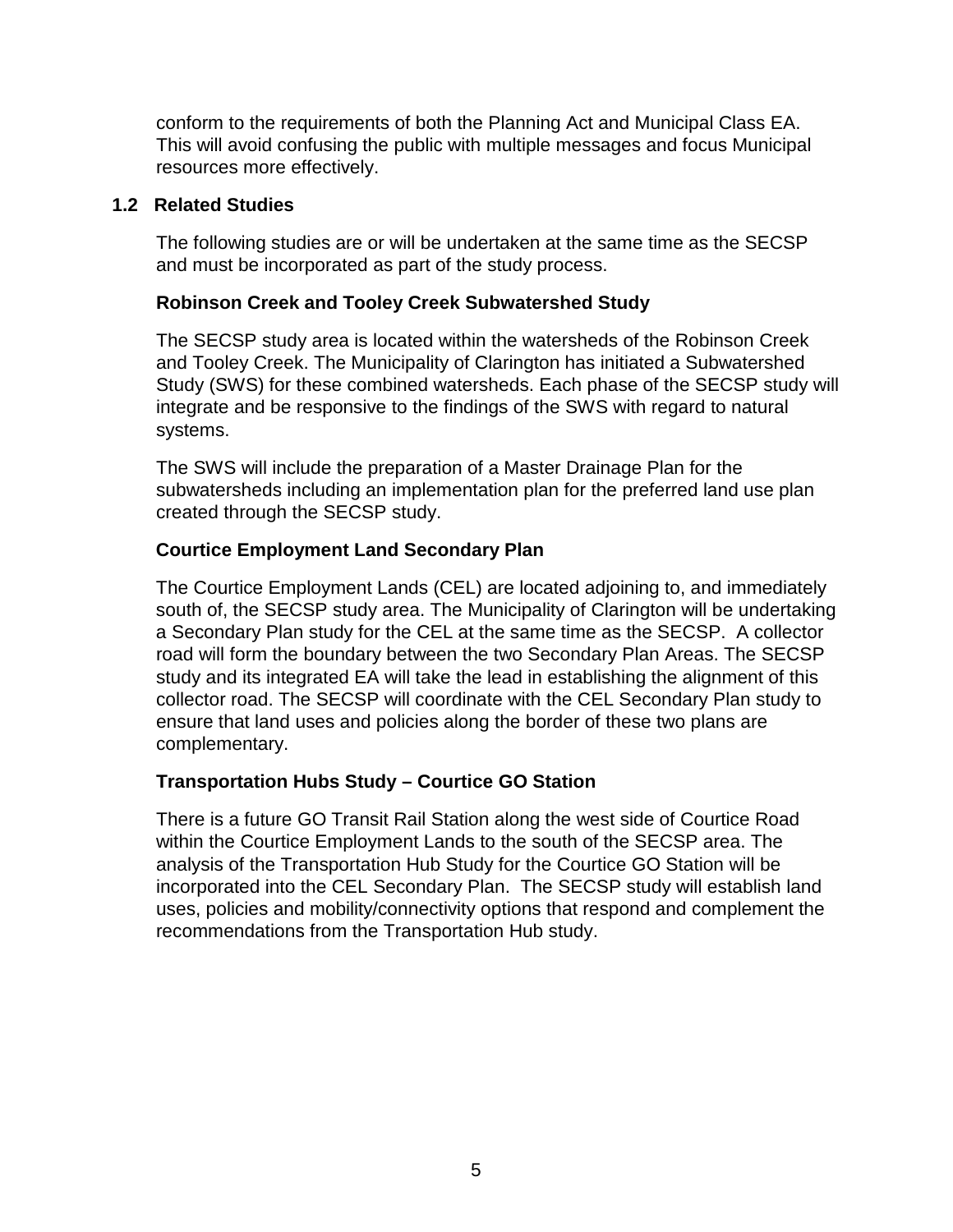conform to the requirements of both the Planning Act and Municipal Class EA. This will avoid confusing the public with multiple messages and focus Municipal resources more effectively.

## 1.2 Related Studies

The following studies are or will be undertaken at the same time as the SECSP and must be incorporated as part of the study process.

### Robinson Creek and Tooley Creek Subwatershed Study

The SECSP study area is located within the watersheds of the Robinson Creek and Tooley Creek. The Municipality of Clarington has initiated a Subwatershed Study (SWS) for these combined watersheds. Each phase of the SECSP study will integrate and be responsive to the findings of the SWS with regard to natural systems.

The SWS will include the preparation of a Master Drainage Plan for the subwatersheds including an implementation plan for the preferred land use plan created through the SECSP study.

### Courtice Employment Land Secondary Plan

The Courtice Employment Lands (CEL) are located adjoining to, and immediately south of, the SECSP study area. The Municipality of Clarington will be undertaking a Secondary Plan study for the CEL at the same time as the SECSP. A collector road will form the boundary between the two Secondary Plan Areas. The SECSP study and its integrated EA will take the lead in establishing the alignment of this collector road. The SECSP will coordinate with the CEL Secondary Plan study to ensure that land uses and policies along the border of these two plans are complementary.

### Transportation Hubs Study – Courtice GO Station

There is a future GO Transit Rail Station along the west side of Courtice Road within the Courtice Employment Lands to the south of the SECSP area. The analysis of the Transportation Hub Study for the Courtice GO Station will be incorporated into the CEL Secondary Plan. The SECSP study will establish land uses, policies and mobility/connectivity options that respond and complement the recommendations from the Transportation Hub study.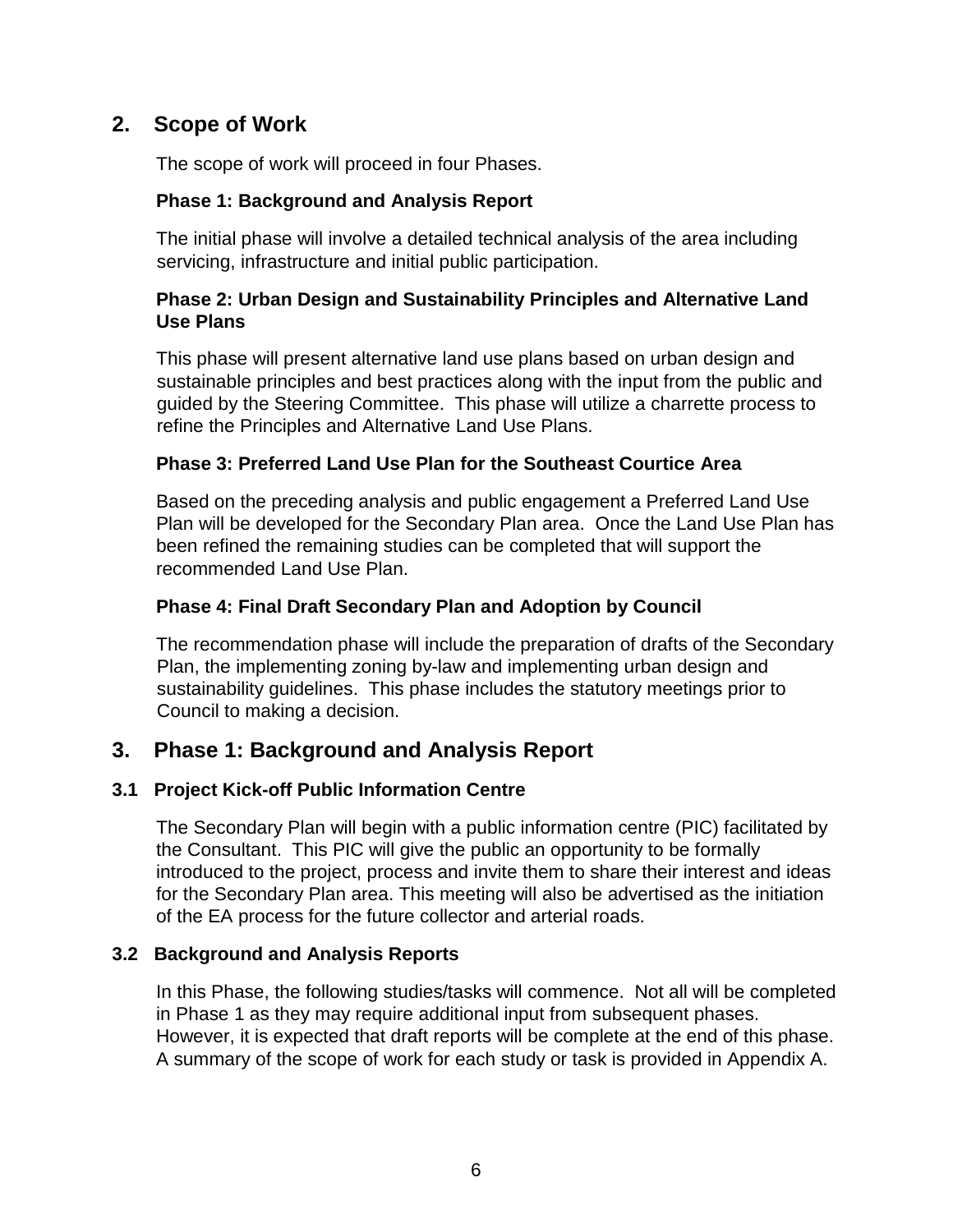## 2. Scope of Work

The scope of work will proceed in four Phases.

### Phase 1: Background and Analysis Report

The initial phase will involve a detailed technical analysis of the area including servicing, infrastructure and initial public participation.

### Phase 2: Urban Design and Sustainability Principles and Alternative Land Use Plans

This phase will present alternative land use plans based on urban design and sustainable principles and best practices along with the input from the public and guided by the Steering Committee. This phase will utilize a charrette process to refine the Principles and Alternative Land Use Plans.

### Phase 3: Preferred Land Use Plan for the Southeast Courtice Area

Based on the preceding analysis and public engagement a Preferred Land Use Plan will be developed for the Secondary Plan area. Once the Land Use Plan has been refined the remaining studies can be completed that will support the recommended Land Use Plan.

### Phase 4: Final Draft Secondary Plan and Adoption by Council

The recommendation phase will include the preparation of drafts of the Secondary Plan, the implementing zoning by-law and implementing urban design and sustainability guidelines. This phase includes the statutory meetings prior to Council to making a decision.

## 3. Phase 1: Background and Analysis Report

### 3.1 Project Kick-off Public Information Centre

The Secondary Plan will begin with a public information centre (PIC) facilitated by the Consultant. This PIC will give the public an opportunity to be formally introduced to the project, process and invite them to share their interest and ideas for the Secondary Plan area. This meeting will also be advertised as the initiation of the EA process for the future collector and arterial roads.

### 3.2 Background and Analysis Reports

In this Phase, the following studies/tasks will commence. Not all will be completed in Phase 1 as they may require additional input from subsequent phases. However, it is expected that draft reports will be complete at the end of this phase. A summary of the scope of work for each study or task is provided in Appendix A.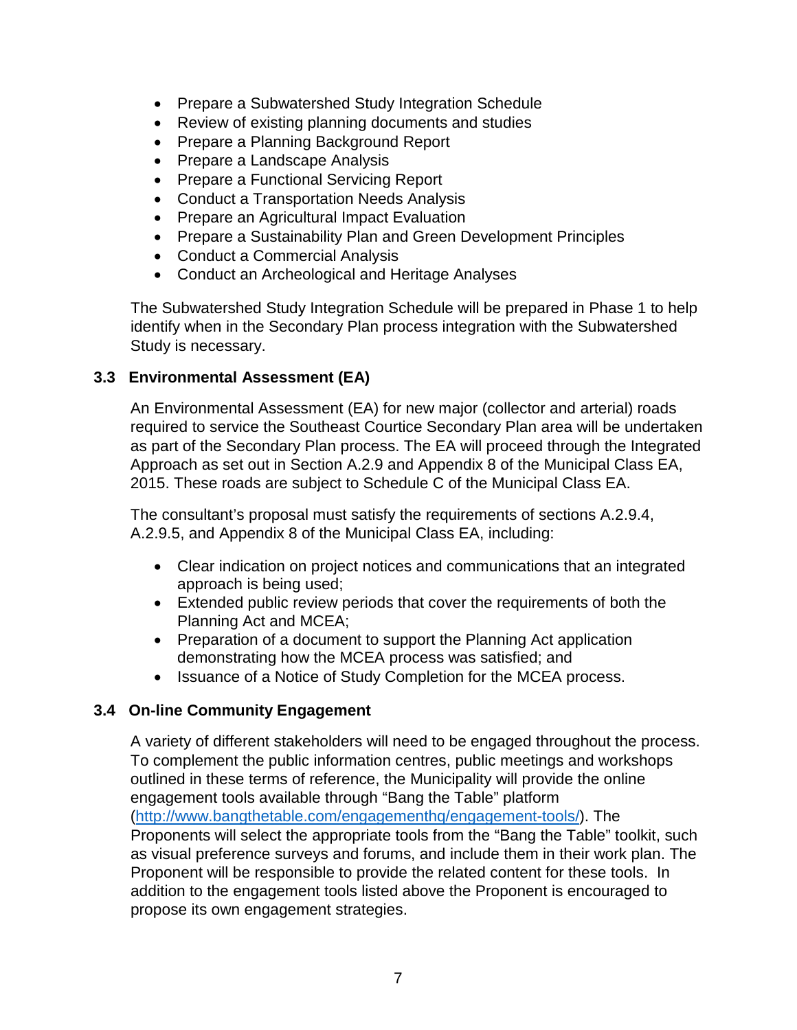- Prepare a Subwatershed Study Integration Schedule
- Review of existing planning documents and studies
- Prepare a Planning Background Report
- Prepare a Landscape Analysis
- Prepare a Functional Servicing Report
- Conduct a Transportation Needs Analysis
- Prepare an Agricultural Impact Evaluation
- Prepare a Sustainability Plan and Green Development Principles
- Conduct a Commercial Analysis
- Conduct an Archeological and Heritage Analyses

The Subwatershed Study Integration Schedule will be prepared in Phase 1 to help identify when in the Secondary Plan process integration with the Subwatershed Study is necessary.

### 3.3 Environmental Assessment (EA)

An Environmental Assessment (EA) for new major (collector and arterial) roads required to service the Southeast Courtice Secondary Plan area will be undertaken as part of the Secondary Plan process. The EA will proceed through the Integrated Approach as set out in Section A.2.9 and Appendix 8 of the Municipal Class EA, 2015. These roads are subject to Schedule C of the Municipal Class EA.

The consultant's proposal must satisfy the requirements of sections A.2.9.4, A.2.9.5, and Appendix 8 of the Municipal Class EA, including:

- Clear indication on project notices and communications that an integrated approach is being used;
- Extended public review periods that cover the requirements of both the Planning Act and MCEA;
- Preparation of a document to support the Planning Act application demonstrating how the MCEA process was satisfied; and
- Issuance of a Notice of Study Completion for the MCEA process.

### 3.4 On-line Community Engagement

A variety of different stakeholders will need to be engaged throughout the process. To complement the public information centres, public meetings and workshops outlined in these terms of reference, the Municipality will provide the online engagement tools available through "Bang the Table" platform ([http://www.bangthetable.com/engagementhq/engagement-tools/](http://www.bangthetable.com/engagementhq/engagement-tools/)). The Proponents will select the appropriate tools from the "Bang the Table" toolkit, such as visual preference surveys and forums, and include them in their work plan. The Proponent will be responsible to provide the related content for these tools. In addition to the engagement tools listed above the Proponent is encouraged to propose its own engagement strategies.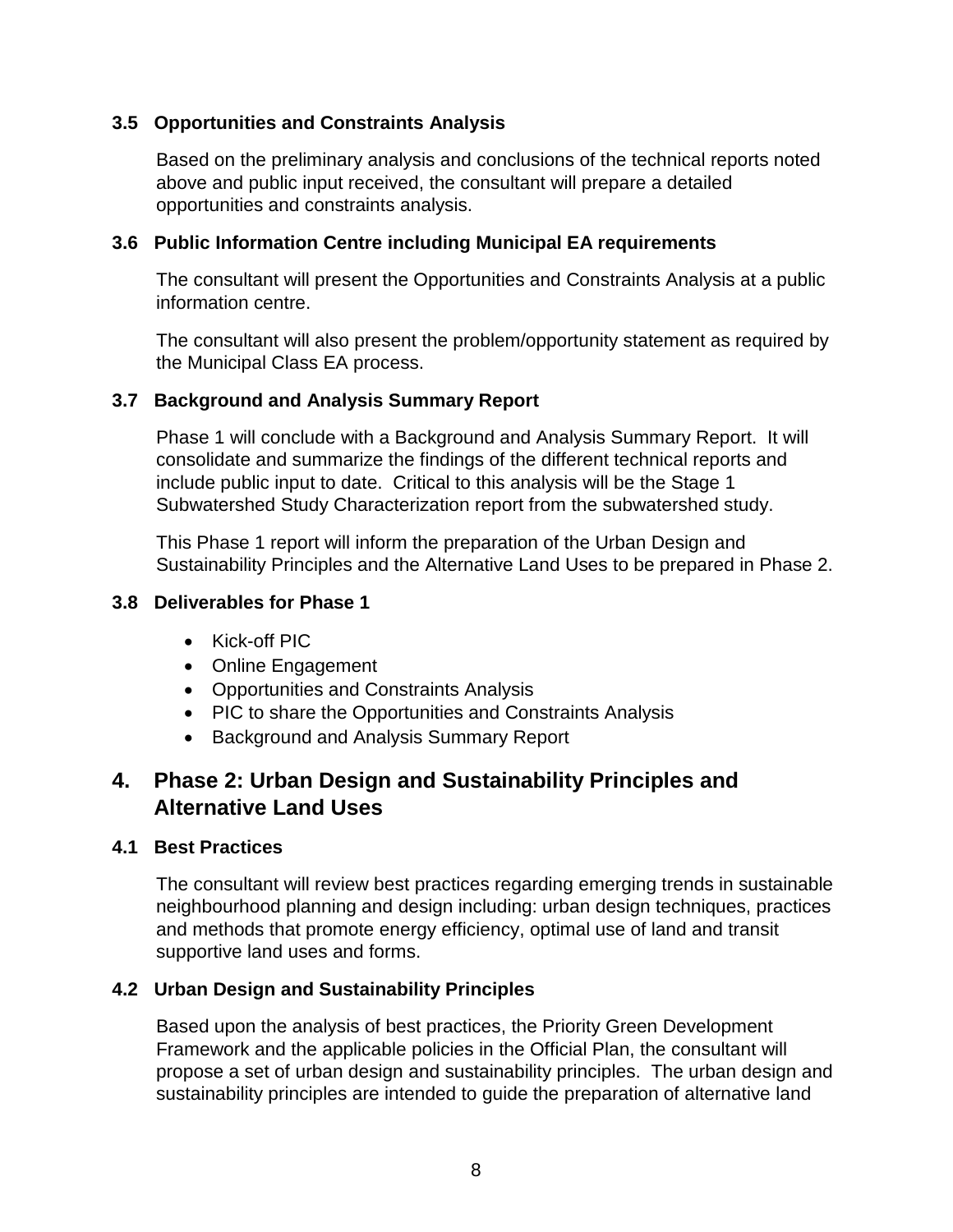### 3.5 Opportunities and Constraints Analysis

Based on the preliminary analysis and conclusions of the technical reports noted above and public input received, the consultant will prepare a detailed opportunities and constraints analysis.

### 3.6 Public Information Centre including Municipal EA requirements

The consultant will present the Opportunities and Constraints Analysis at a public information centre.

The consultant will also present the problem/opportunity statement as required by the Municipal Class EA process.

### 3.7 Background and Analysis Summary Report

Phase 1 will conclude with a Background and Analysis Summary Report. It will consolidate and summarize the findings of the different technical reports and include public input to date. Critical to this analysis will be the Stage 1 Subwatershed Study Characterization report from the subwatershed study.

This Phase 1 report will inform the preparation of the Urban Design and Sustainability Principles and the Alternative Land Uses to be prepared in Phase 2.

### 3.8 Deliverables for Phase 1

- Kick-off PIC
- Online Engagement
- Opportunities and Constraints Analysis
- PIC to share the Opportunities and Constraints Analysis
- Background and Analysis Summary Report

## 4. Phase 2: Urban Design and Sustainability Principles and Alternative Land Uses

### 4.1 Best Practices

The consultant will review best practices regarding emerging trends in sustainable neighbourhood planning and design including: urban design techniques, practices and methods that promote energy efficiency, optimal use of land and transit supportive land uses and forms.

### 4.2 Urban Design and Sustainability Principles

Based upon the analysis of best practices, the Priority Green Development Framework and the applicable policies in the Official Plan, the consultant will propose a set of urban design and sustainability principles. The urban design and sustainability principles are intended to guide the preparation of alternative land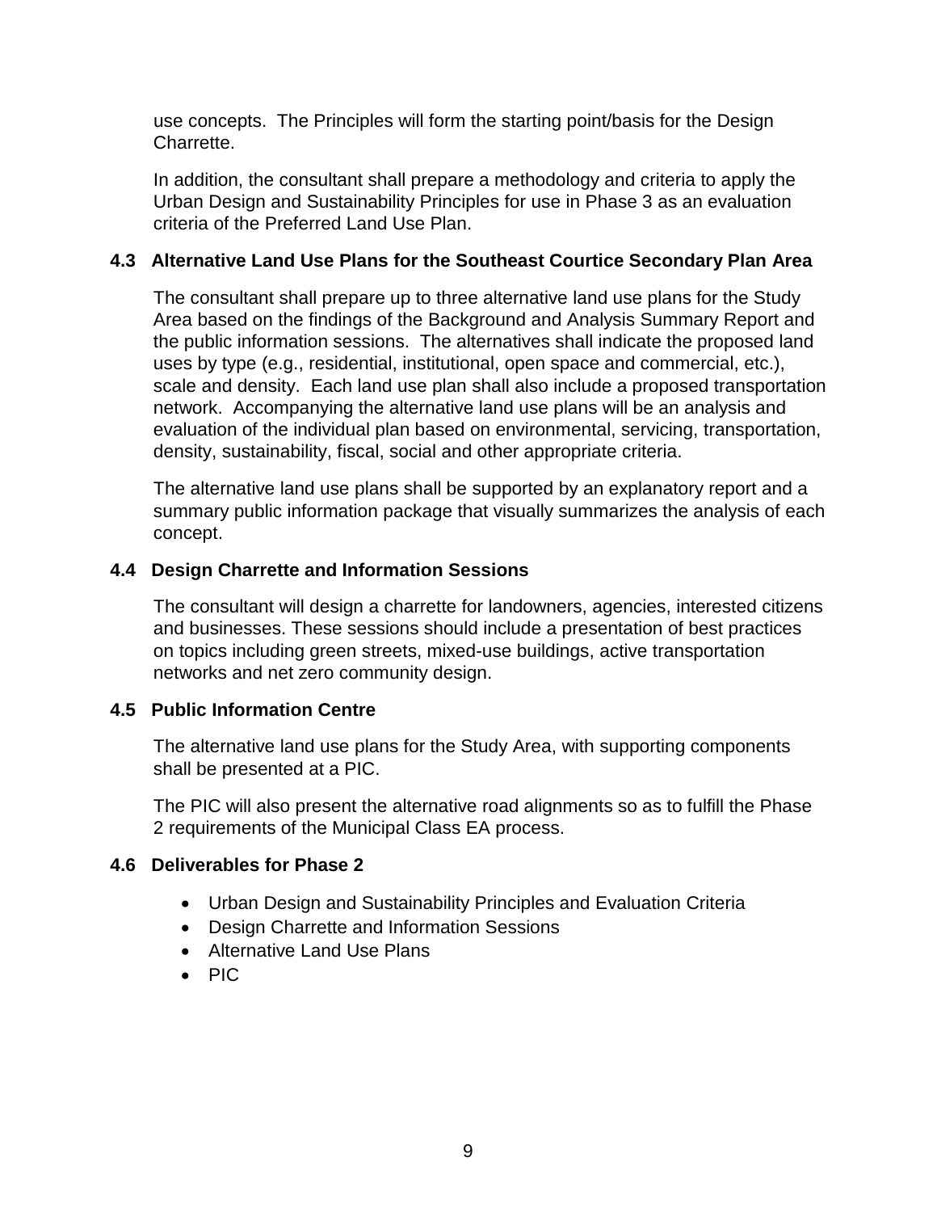use concepts. The Principles will form the starting point/basis for the Design Charrette.

In addition, the consultant shall prepare a methodology and criteria to apply the Urban Design and Sustainability Principles for use in Phase 3 as an evaluation criteria of the Preferred Land Use Plan.

### 4.3 Alternative Land Use Plans for the Southeast Courtice Secondary Plan Area

The consultant shall prepare up to three alternative land use plans for the Study Area based on the findings of the Background and Analysis Summary Report and the public information sessions. The alternatives shall indicate the proposed land uses by type (e.g., residential, institutional, open space and commercial, etc.), scale and density. Each land use plan shall also include a proposed transportation network. Accompanying the alternative land use plans will be an analysis and evaluation of the individual plan based on environmental, servicing, transportation, density, sustainability, fiscal, social and other appropriate criteria.

The alternative land use plans shall be supported by an explanatory report and a summary public information package that visually summarizes the analysis of each concept.

### 4.4 Design Charrette and Information Sessions

The consultant will design a charrette for landowners, agencies, interested citizens and businesses. These sessions should include a presentation of best practices on topics including green streets, mixed-use buildings, active transportation networks and net zero community design.

### 4.5 Public Information Centre

The alternative land use plans for the Study Area, with supporting components shall be presented at a PIC.

The PIC will also present the alternative road alignments so as to fulfill the Phase 2 requirements of the Municipal Class EA process.

### 4.6 Deliverables for Phase 2

- Urban Design and Sustainability Principles and Evaluation Criteria
- Design Charrette and Information Sessions
- Alternative Land Use Plans
- PIC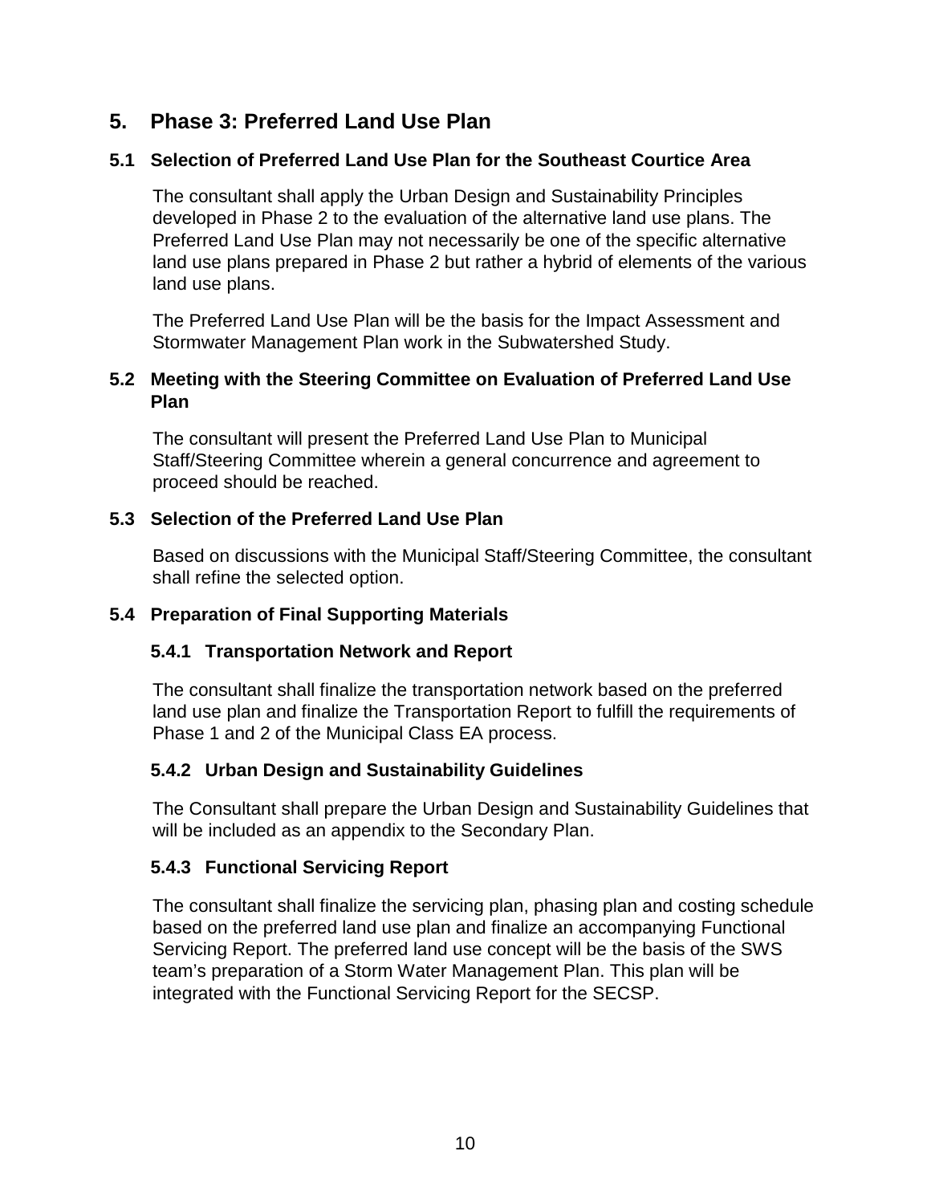# 5. Phase 3: Preferred Land Use Plan

## 5.1 Selection of Preferred Land Use Plan for the Southeast Courtice Area

The consultant shall apply the Urban Design and Sustainability Principles developed in Phase 2 to the evaluation of the alternative land use plans. The Preferred Land Use Plan may not necessarily be one of the specific alternative land use plans prepared in Phase 2 but rather a hybrid of elements of the various land use plans.

The Preferred Land Use Plan will be the basis for the Impact Assessment and Stormwater Management Plan work in the Subwatershed Study.

## 5.2 Meeting with the Steering Committee on Evaluation of Preferred Land Use Plan

The consultant will present the Preferred Land Use Plan to Municipal Staff/Steering Committee wherein a general concurrence and agreement to proceed should be reached.

## 5.3 Selection of the Preferred Land Use Plan

Based on discussions with the Municipal Staff/Steering Committee, the consultant shall refine the selected option.

## 5.4 Preparation of Final Supporting Materials

### 5.4.1 Transportation Network and Report

The consultant shall finalize the transportation network based on the preferred land use plan and finalize the Transportation Report to fulfill the requirements of Phase 1 and 2 of the Municipal Class EA process.

### 5.4.2 Urban Design and Sustainability Guidelines

The Consultant shall prepare the Urban Design and Sustainability Guidelines that will be included as an appendix to the Secondary Plan.

### 5.4.3 Functional Servicing Report

The consultant shall finalize the servicing plan, phasing plan and costing schedule based on the preferred land use plan and finalize an accompanying Functional Servicing Report. The preferred land use concept will be the basis of the SWS team's preparation of a Storm Water Management Plan. This plan will be integrated with the Functional Servicing Report for the SECSP.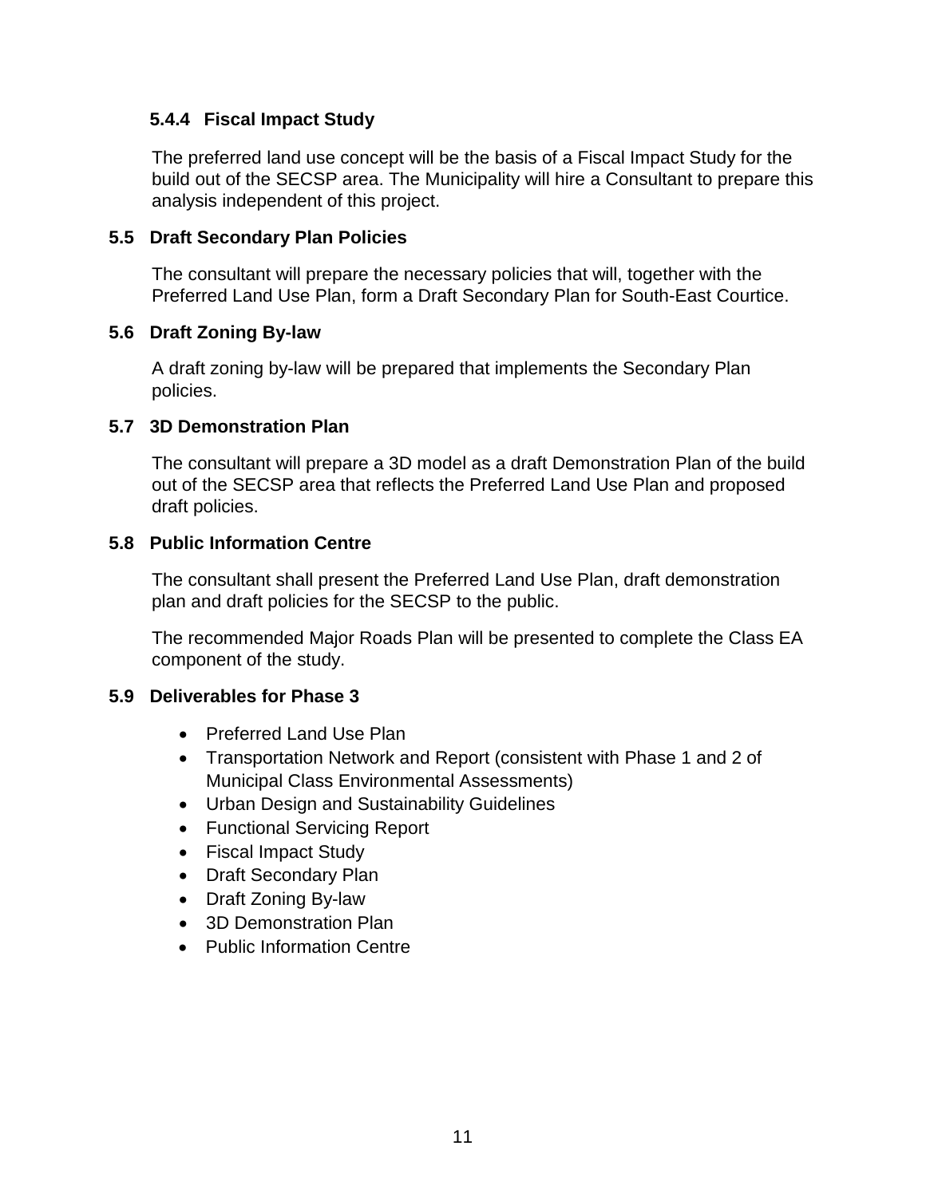#### 5.4.4 Fiscal Impact Study

The preferred land use concept will be the basis of a Fiscal Impact Study for the build out of the SECSP area. The Municipality will hire a Consultant to prepare this analysis independent of this project.

### 5.5 Draft Secondary Plan Policies

The consultant will prepare the necessary policies that will, together with the Preferred Land Use Plan, form a Draft Secondary Plan for South-East Courtice.

### 5.6 Draft Zoning By-law

A draft zoning by-law will be prepared that implements the Secondary Plan policies.

### 5.7 3D Demonstration Plan

The consultant will prepare a 3D model as a draft Demonstration Plan of the build out of the SECSP area that reflects the Preferred Land Use Plan and proposed draft policies.

### 5.8 Public Information Centre

The consultant shall present the Preferred Land Use Plan, draft demonstration plan and draft policies for the SECSP to the public.

The recommended Major Roads Plan will be presented to complete the Class EA component of the study.

### 5.9 Deliverables for Phase 3

- Preferred Land Use Plan
- Transportation Network and Report (consistent with Phase 1 and 2 of Municipal Class Environmental Assessments)
- Urban Design and Sustainability Guidelines
- Functional Servicing Report
- Fiscal Impact Study
- Draft Secondary Plan
- Draft Zoning By-law
- 3D Demonstration Plan
- Public Information Centre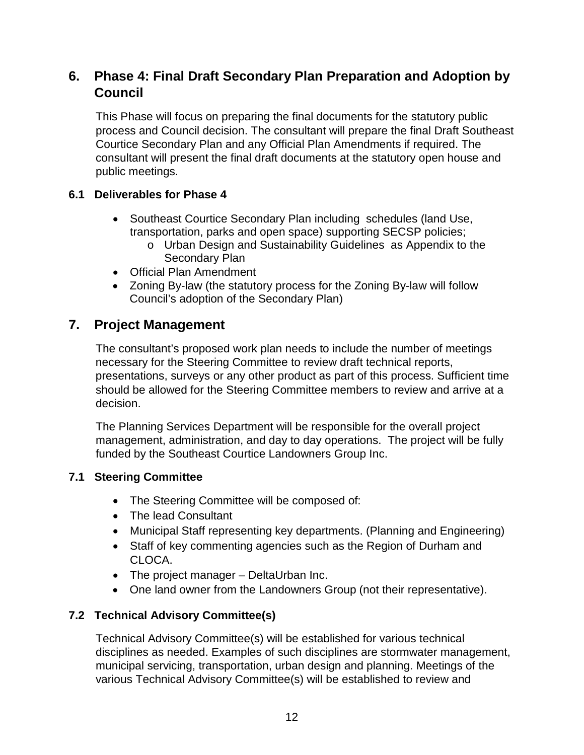## 6. Phase 4: Final Draft Secondary Plan Preparation and Adoption by Council

This Phase will focus on preparing the final documents for the statutory public process and Council decision. The consultant will prepare the final Draft Southeast Courtice Secondary Plan and any Official Plan Amendments if required. The consultant will present the final draft documents at the statutory open house and public meetings.

### 6.1 Deliverables for Phase 4

- Southeast Courtice Secondary Plan including schedules (land Use, transportation, parks and open space) supporting SECSP policies;
  - Urban Design and Sustainability Guidelines as Appendix to the Secondary Plan
- Official Plan Amendment
- Zoning By-law (the statutory process for the Zoning By-law will follow Council's adoption of the Secondary Plan)

## 7. Project Management

The consultant's proposed work plan needs to include the number of meetings necessary for the Steering Committee to review draft technical reports, presentations, surveys or any other product as part of this process. Sufficient time should be allowed for the Steering Committee members to review and arrive at a decision.

The Planning Services Department will be responsible for the overall project management, administration, and day to day operations. The project will be fully funded by the Southeast Courtice Landowners Group Inc.

### 7.1 Steering Committee

- The Steering Committee will be composed of:
- The lead Consultant
- Municipal Staff representing key departments. (Planning and Engineering)
- Staff of key commenting agencies such as the Region of Durham and CLOCA.
- The project manager – DeltaUrban Inc.
- One land owner from the Landowners Group (not their representative).

### 7.2 Technical Advisory Committee(s)

Technical Advisory Committee(s) will be established for various technical disciplines as needed. Examples of such disciplines are stormwater management, municipal servicing, transportation, urban design and planning. Meetings of the various Technical Advisory Committee(s) will be established to review and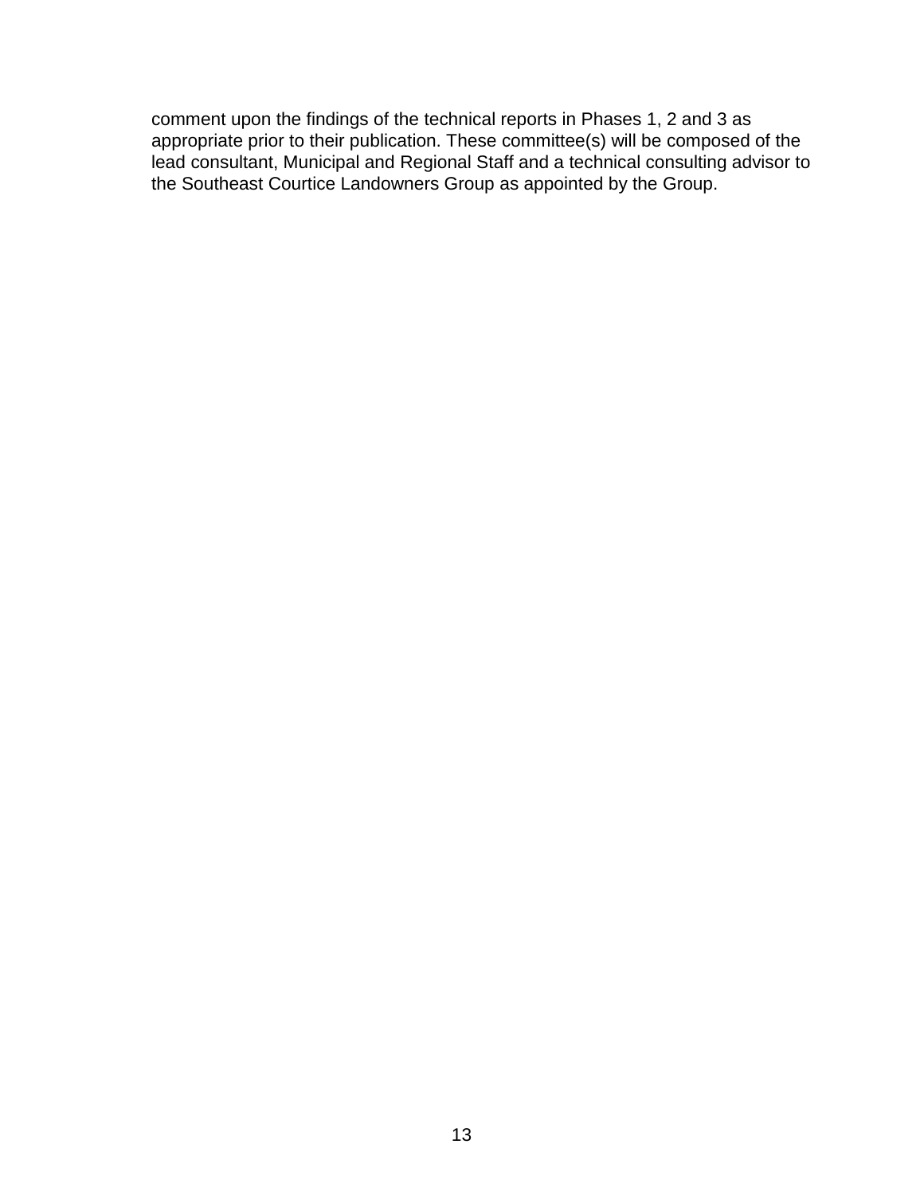comment upon the findings of the technical reports in Phases 1, 2 and 3 as appropriate prior to their publication. These committee(s) will be composed of the lead consultant, Municipal and Regional Staff and a technical consulting advisor to the Southeast Courtice Landowners Group as appointed by the Group.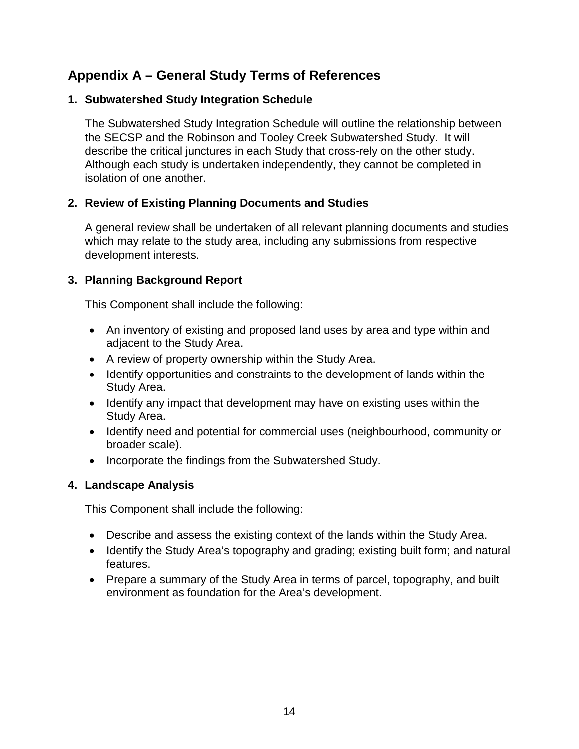# Appendix A – General Study Terms of References

### 1. Subwatershed Study Integration Schedule

The Subwatershed Study Integration Schedule will outline the relationship between the SECSP and the Robinson and Tooley Creek Subwatershed Study. It will describe the critical junctures in each Study that cross-rely on the other study. Although each study is undertaken independently, they cannot be completed in isolation of one another.

### 2. Review of Existing Planning Documents and Studies

A general review shall be undertaken of all relevant planning documents and studies which may relate to the study area, including any submissions from respective development interests.

### 3. Planning Background Report

This Component shall include the following:

- An inventory of existing and proposed land uses by area and type within and adjacent to the Study Area.
- A review of property ownership within the Study Area.
- Identify opportunities and constraints to the development of lands within the Study Area.
- Identify any impact that development may have on existing uses within the Study Area.
- Identify need and potential for commercial uses (neighbourhood, community or broader scale).
- Incorporate the findings from the Subwatershed Study.

### 4. Landscape Analysis

This Component shall include the following:

- Describe and assess the existing context of the lands within the Study Area.
- Identify the Study Area's topography and grading; existing built form; and natural features.
- Prepare a summary of the Study Area in terms of parcel, topography, and built environment as foundation for the Area's development.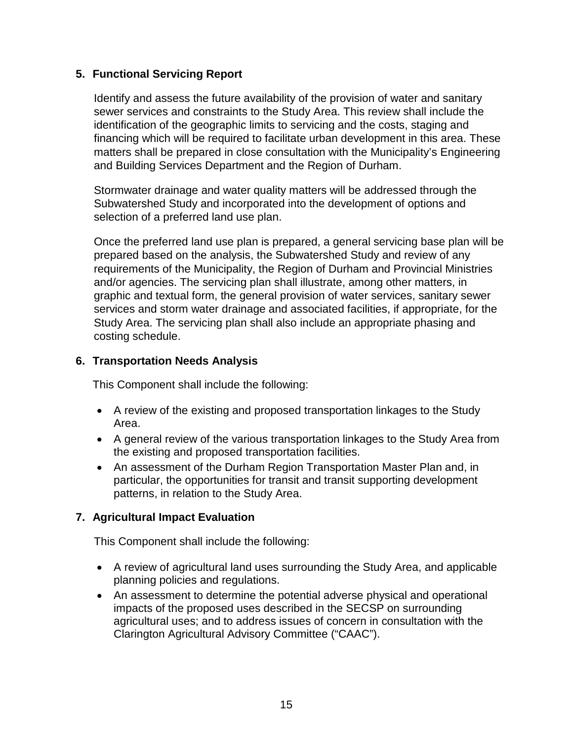### 5. Functional Servicing Report

Identify and assess the future availability of the provision of water and sanitary sewer services and constraints to the Study Area. This review shall include the identification of the geographic limits to servicing and the costs, staging and financing which will be required to facilitate urban development in this area. These matters shall be prepared in close consultation with the Municipality's Engineering and Building Services Department and the Region of Durham.

Stormwater drainage and water quality matters will be addressed through the Subwatershed Study and incorporated into the development of options and selection of a preferred land use plan.

Once the preferred land use plan is prepared, a general servicing base plan will be prepared based on the analysis, the Subwatershed Study and review of any requirements of the Municipality, the Region of Durham and Provincial Ministries and/or agencies. The servicing plan shall illustrate, among other matters, in graphic and textual form, the general provision of water services, sanitary sewer services and storm water drainage and associated facilities, if appropriate, for the Study Area. The servicing plan shall also include an appropriate phasing and costing schedule.

### 6. Transportation Needs Analysis

This Component shall include the following:

- A review of the existing and proposed transportation linkages to the Study Area.
- A general review of the various transportation linkages to the Study Area from the existing and proposed transportation facilities.
- An assessment of the Durham Region Transportation Master Plan and, in particular, the opportunities for transit and transit supporting development patterns, in relation to the Study Area.

### 7. Agricultural Impact Evaluation

This Component shall include the following:

- A review of agricultural land uses surrounding the Study Area, and applicable planning policies and regulations.
- An assessment to determine the potential adverse physical and operational impacts of the proposed uses described in the SECSP on surrounding agricultural uses; and to address issues of concern in consultation with the Clarington Agricultural Advisory Committee ("CAAC").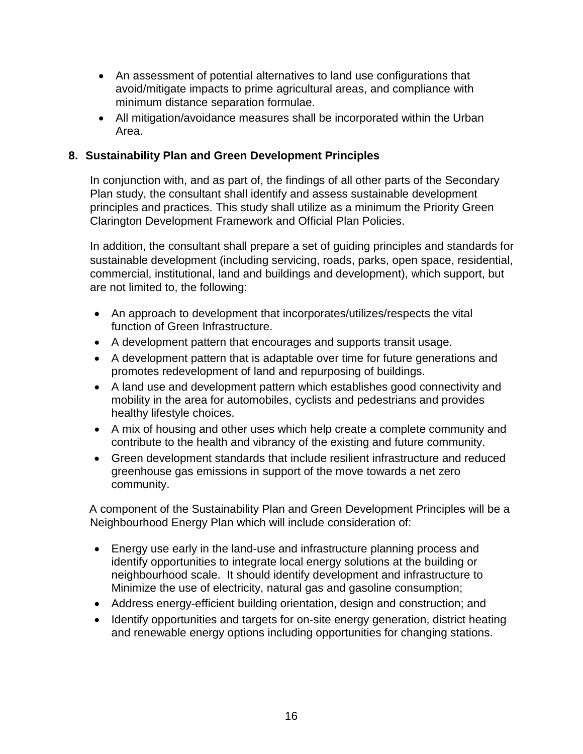- An assessment of potential alternatives to land use configurations that avoid/mitigate impacts to prime agricultural areas, and compliance with minimum distance separation formulae.
- All mitigation/avoidance measures shall be incorporated within the Urban Area.

**8. Sustainability Plan and Green Development Principles**

In conjunction with, and as part of, the findings of all other parts of the Secondary Plan study, the consultant shall identify and assess sustainable development principles and practices. This study shall utilize as a minimum the Priority Green Clarington Development Framework and Official Plan Policies.

In addition, the consultant shall prepare a set of guiding principles and standards for sustainable development (including servicing, roads, parks, open space, residential, commercial, institutional, land and buildings and development), which support, but are not limited to, the following:

- An approach to development that incorporates/utilizes/respects the vital function of Green Infrastructure.
- A development pattern that encourages and supports transit usage.
- A development pattern that is adaptable over time for future generations and promotes redevelopment of land and repurposing of buildings.
- A land use and development pattern which establishes good connectivity and mobility in the area for automobiles, cyclists and pedestrians and provides healthy lifestyle choices.
- A mix of housing and other uses which help create a complete community and contribute to the health and vibrancy of the existing and future community.
- Green development standards that include resilient infrastructure and reduced greenhouse gas emissions in support of the move towards a net zero community.

A component of the Sustainability Plan and Green Development Principles will be a Neighbourhood Energy Plan which will include consideration of:

- Energy use early in the land-use and infrastructure planning process and identify opportunities to integrate local energy solutions at the building or neighbourhood scale. It should identify development and infrastructure to Minimize the use of electricity, natural gas and gasoline consumption;
- Address energy-efficient building orientation, design and construction; and
- Identify opportunities and targets for on-site energy generation, district heating and renewable energy options including opportunities for changing stations.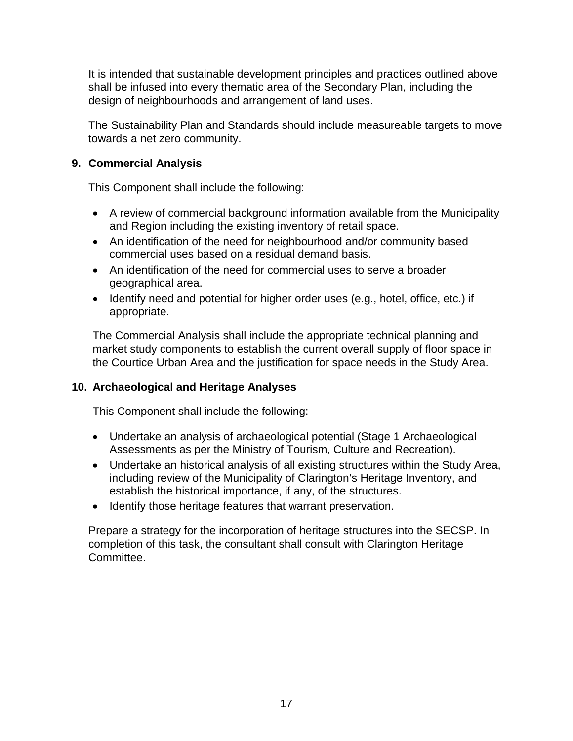It is intended that sustainable development principles and practices outlined above shall be infused into every thematic area of the Secondary Plan, including the design of neighbourhoods and arrangement of land uses.

The Sustainability Plan and Standards should include measureable targets to move towards a net zero community.

### 9. Commercial Analysis

This Component shall include the following:

- A review of commercial background information available from the Municipality and Region including the existing inventory of retail space.
- An identification of the need for neighbourhood and/or community based commercial uses based on a residual demand basis.
- An identification of the need for commercial uses to serve a broader geographical area.
- Identify need and potential for higher order uses (e.g., hotel, office, etc.) if appropriate.

The Commercial Analysis shall include the appropriate technical planning and market study components to establish the current overall supply of floor space in the Courtice Urban Area and the justification for space needs in the Study Area.

### 10. Archaeological and Heritage Analyses

This Component shall include the following:

- Undertake an analysis of archaeological potential (Stage 1 Archaeological Assessments as per the Ministry of Tourism, Culture and Recreation).
- Undertake an historical analysis of all existing structures within the Study Area, including review of the Municipality of Clarington's Heritage Inventory, and establish the historical importance, if any, of the structures.
- Identify those heritage features that warrant preservation.

Prepare a strategy for the incorporation of heritage structures into the SECSP. In completion of this task, the consultant shall consult with Clarington Heritage Committee.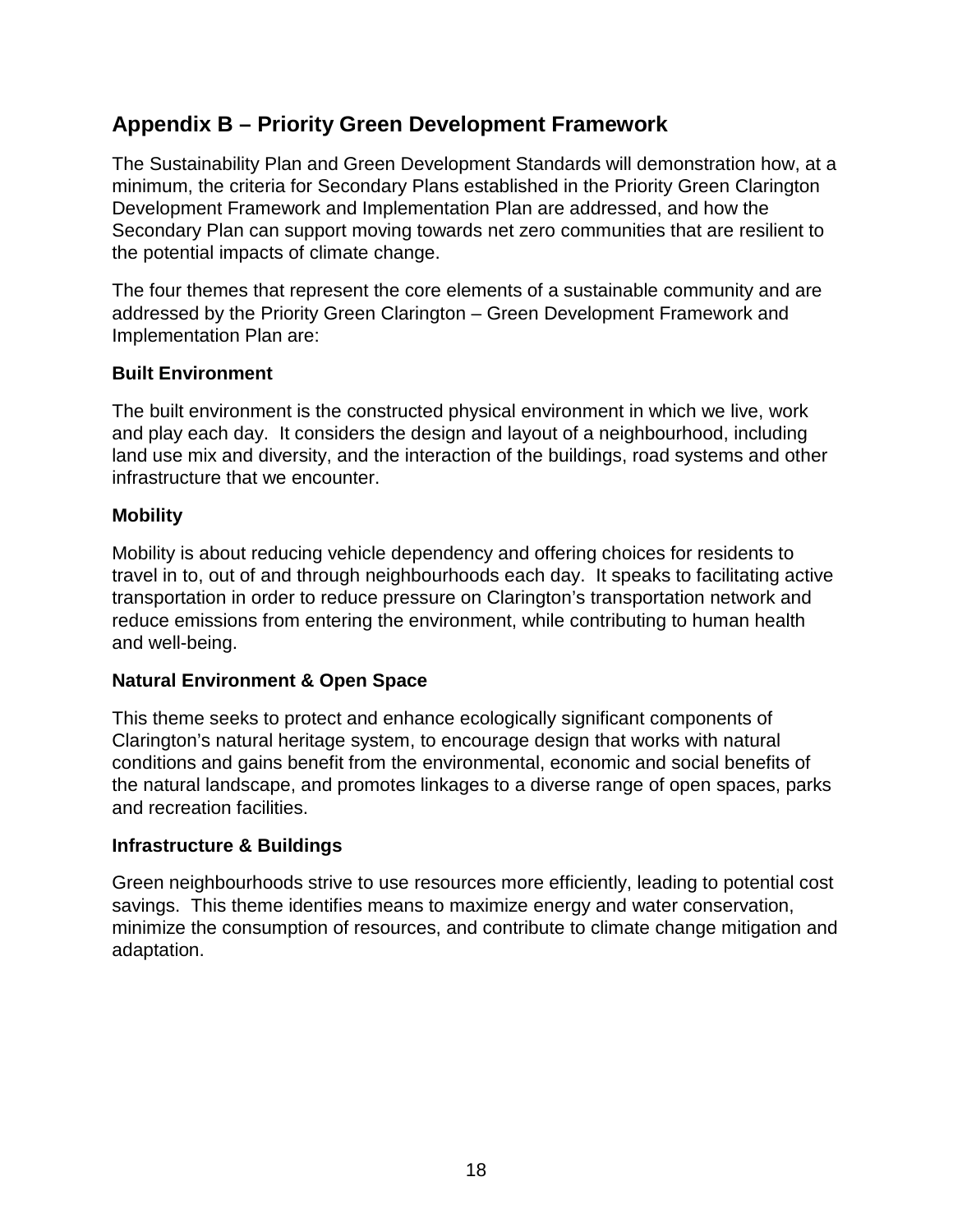## Appendix B – Priority Green Development Framework

The Sustainability Plan and Green Development Standards will demonstration how, at a minimum, the criteria for Secondary Plans established in the Priority Green Clarington Development Framework and Implementation Plan are addressed, and how the Secondary Plan can support moving towards net zero communities that are resilient to the potential impacts of climate change.

The four themes that represent the core elements of a sustainable community and are addressed by the Priority Green Clarington – Green Development Framework and Implementation Plan are:

**Built Environment**

The built environment is the constructed physical environment in which we live, work and play each day. It considers the design and layout of a neighbourhood, including land use mix and diversity, and the interaction of the buildings, road systems and other infrastructure that we encounter.

**Mobility**

Mobility is about reducing vehicle dependency and offering choices for residents to travel in to, out of and through neighbourhoods each day. It speaks to facilitating active transportation in order to reduce pressure on Clarington's transportation network and reduce emissions from entering the environment, while contributing to human health and well-being.

**Natural Environment & Open Space**

This theme seeks to protect and enhance ecologically significant components of Clarington's natural heritage system, to encourage design that works with natural conditions and gains benefit from the environmental, economic and social benefits of the natural landscape, and promotes linkages to a diverse range of open spaces, parks and recreation facilities.

**Infrastructure & Buildings**

Green neighbourhoods strive to use resources more efficiently, leading to potential cost savings. This theme identifies means to maximize energy and water conservation, minimize the consumption of resources, and contribute to climate change mitigation and adaptation.